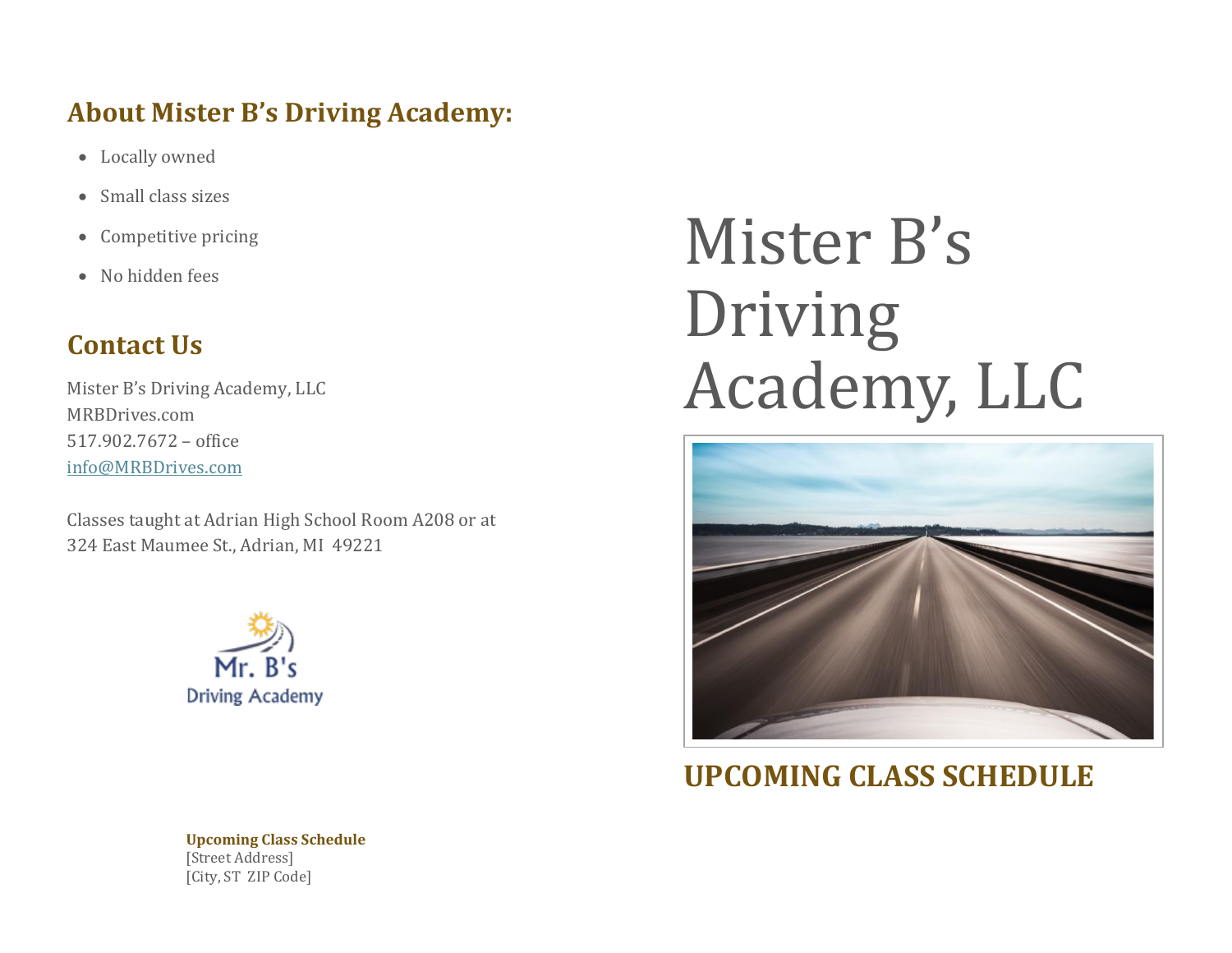## About Mister B's Driving Academy:

- Locally owned
- Small class sizes
- Competitive pricing
- No hidden fees

## Contact Us

Mister B's Driving Academy, LLC
MRBDrives.com
517.902.7672 – office
info@MRBDrives.com

Classes taught at Adrian High School Room A208 or at 324 East Maumee St., Adrian, MI  49221

Mr. B's
Driving Academy

**Upcoming Class Schedule**
[Street Address]
[City, ST  ZIP Code]

# Mister B's Driving Academy, LLC

## UPCOMING CLASS SCHEDULE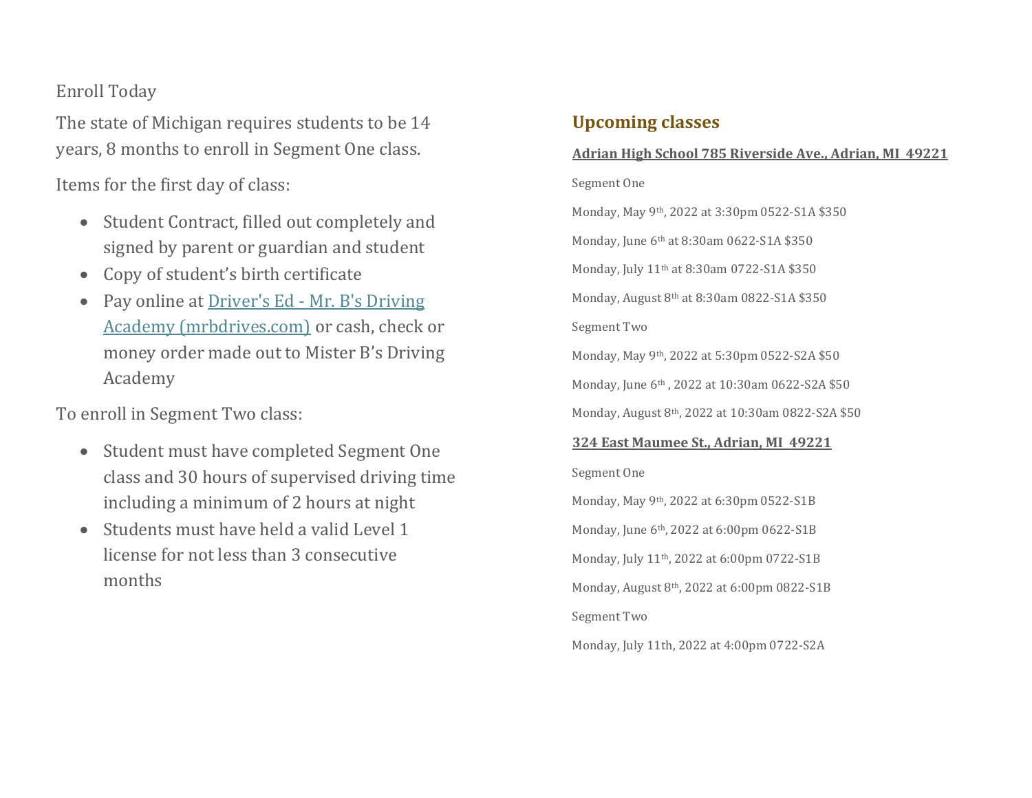Enroll Today

The state of Michigan requires students to be 14 years, 8 months to enroll in Segment One class.

Items for the first day of class:

- Student Contract, filled out completely and signed by parent or guardian and student
- Copy of student's birth certificate
- Pay online at [Driver's Ed - Mr. B's Driving Academy (mrbdrives.com)](mrbdrives.com) or cash, check or money order made out to Mister B's Driving Academy

To enroll in Segment Two class:

- Student must have completed Segment One class and 30 hours of supervised driving time including a minimum of 2 hours at night
- Students must have held a valid Level 1 license for not less than 3 consecutive months

## Upcoming classes

**Adrian High School 785 Riverside Ave., Adrian, MI 49221**

Segment One

Monday, May 9th, 2022 at 3:30pm 0522-S1A $350

Monday, June 6th at 8:30am 0622-S1A $350

Monday, July 11th at 8:30am 0722-S1A $350

Monday, August 8th at 8:30am 0822-S1A $350

Segment Two

Monday, May 9th, 2022 at 5:30pm 0522-S2A $50

Monday, June 6th , 2022 at 10:30am 0622-S2A $50

Monday, August 8th, 2022 at 10:30am 0822-S2A $50

**324 East Maumee St., Adrian, MI 49221**

Segment One

Monday, May 9th, 2022 at 6:30pm 0522-S1B

Monday, June 6th, 2022 at 6:00pm 0622-S1B

Monday, July 11th, 2022 at 6:00pm 0722-S1B

Monday, August 8th, 2022 at 6:00pm 0822-S1B

Segment Two

Monday, July 11th, 2022 at 4:00pm 0722-S2A